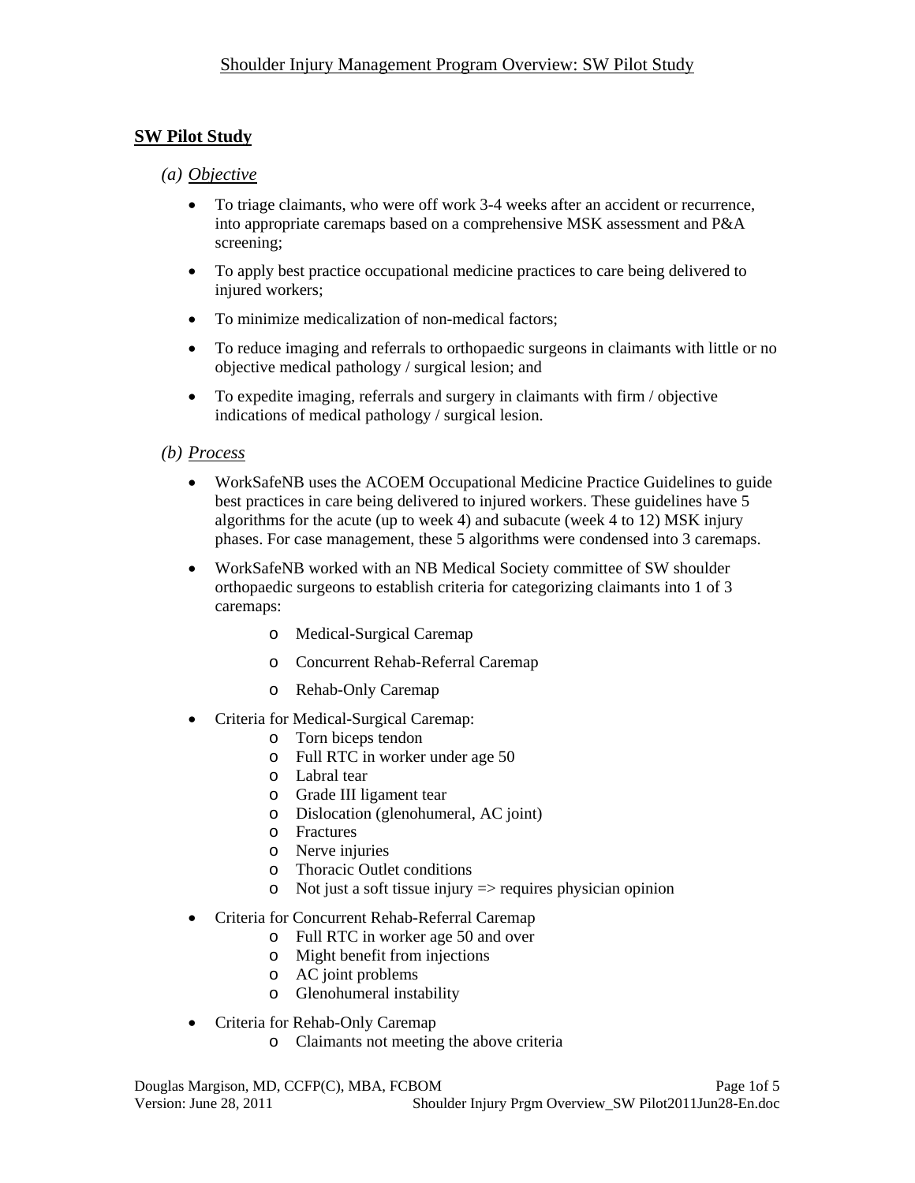## SW Pilot Study

### (a) *Objective*

- To triage claimants, who were off work 3-4 weeks after an accident or recurrence, into appropriate caremaps based on a comprehensive MSK assessment and P&A screening;
- To apply best practice occupational medicine practices to care being delivered to injured workers;
- To minimize medicalization of non-medical factors;
- To reduce imaging and referrals to orthopaedic surgeons in claimants with little or no objective medical pathology / surgical lesion; and
- To expedite imaging, referrals and surgery in claimants with firm / objective indications of medical pathology / surgical lesion.

### (b) *Process*

- WorkSafeNB uses the ACOEM Occupational Medicine Practice Guidelines to guide best practices in care being delivered to injured workers. These guidelines have 5 algorithms for the acute (up to week 4) and subacute (week 4 to 12) MSK injury phases. For case management, these 5 algorithms were condensed into 3 caremaps.
- WorkSafeNB worked with an NB Medical Society committee of SW shoulder orthopaedic surgeons to establish criteria for categorizing claimants into 1 of 3 caremaps:
  - Medical-Surgical Caremap
  - Concurrent Rehab-Referral Caremap
  - Rehab-Only Caremap
- Criteria for Medical-Surgical Caremap:
  - Torn biceps tendon
  - Full RTC in worker under age 50
  - Labral tear
  - Grade III ligament tear
  - Dislocation (glenohumeral, AC joint)
  - Fractures
  - Nerve injuries
  - Thoracic Outlet conditions
  - Not just a soft tissue injury => requires physician opinion
- Criteria for Concurrent Rehab-Referral Caremap
  - Full RTC in worker age 50 and over
  - Might benefit from injections
  - AC joint problems
  - Glenohumeral instability
- Criteria for Rehab-Only Caremap
  - Claimants not meeting the above criteria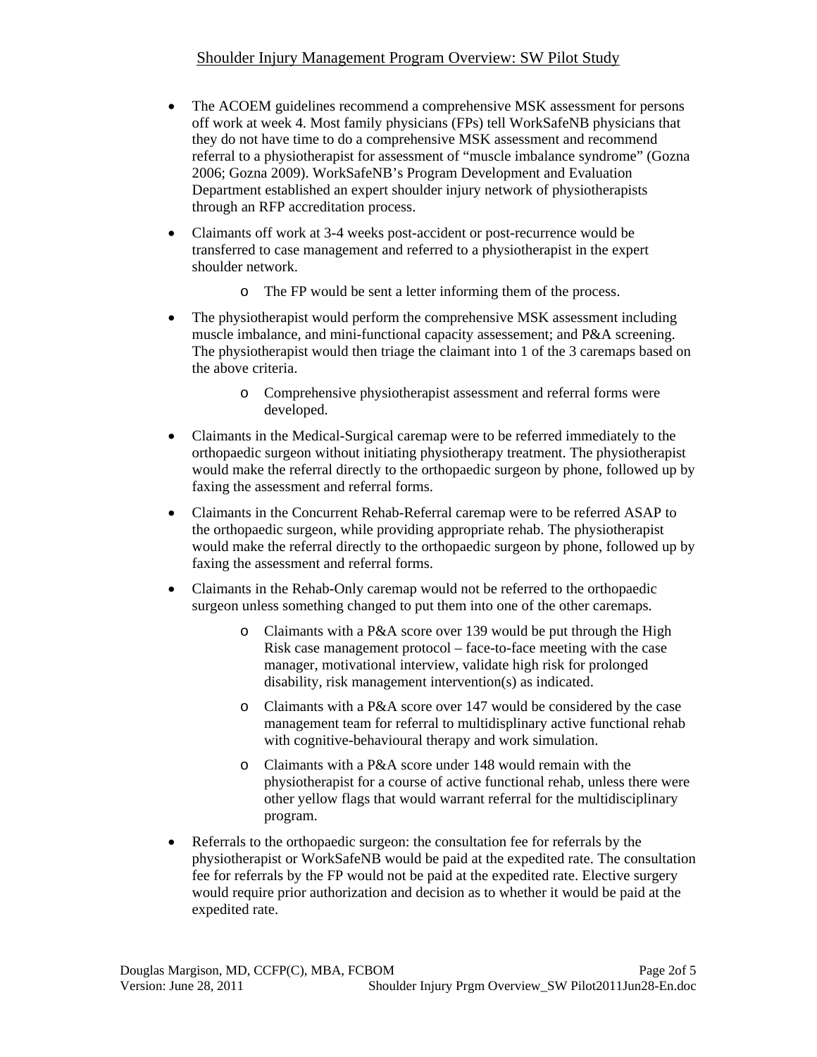- The ACOEM guidelines recommend a comprehensive MSK assessment for persons off work at week 4. Most family physicians (FPs) tell WorkSafeNB physicians that they do not have time to do a comprehensive MSK assessment and recommend referral to a physiotherapist for assessment of "muscle imbalance syndrome" (Gozna 2006; Gozna 2009). WorkSafeNB's Program Development and Evaluation Department established an expert shoulder injury network of physiotherapists through an RFP accreditation process.
- Claimants off work at 3-4 weeks post-accident or post-recurrence would be transferred to case management and referred to a physiotherapist in the expert shoulder network.
    - The FP would be sent a letter informing them of the process.
- The physiotherapist would perform the comprehensive MSK assessment including muscle imbalance, and mini-functional capacity assessement; and P&A screening. The physiotherapist would then triage the claimant into 1 of the 3 caremaps based on the above criteria.
    - Comprehensive physiotherapist assessment and referral forms were developed.
- Claimants in the Medical-Surgical caremap were to be referred immediately to the orthopaedic surgeon without initiating physiotherapy treatment. The physiotherapist would make the referral directly to the orthopaedic surgeon by phone, followed up by faxing the assessment and referral forms.
- Claimants in the Concurrent Rehab-Referral caremap were to be referred ASAP to the orthopaedic surgeon, while providing appropriate rehab. The physiotherapist would make the referral directly to the orthopaedic surgeon by phone, followed up by faxing the assessment and referral forms.
- Claimants in the Rehab-Only caremap would not be referred to the orthopaedic surgeon unless something changed to put them into one of the other caremaps.
    - Claimants with a P&A score over 139 would be put through the High Risk case management protocol – face-to-face meeting with the case manager, motivational interview, validate high risk for prolonged disability, risk management intervention(s) as indicated.
    - Claimants with a P&A score over 147 would be considered by the case management team for referral to multidisplinary active functional rehab with cognitive-behavioural therapy and work simulation.
    - Claimants with a P&A score under 148 would remain with the physiotherapist for a course of active functional rehab, unless there were other yellow flags that would warrant referral for the multidisciplinary program.
- Referrals to the orthopaedic surgeon: the consultation fee for referrals by the physiotherapist or WorkSafeNB would be paid at the expedited rate. The consultation fee for referrals by the FP would not be paid at the expedited rate. Elective surgery would require prior authorization and decision as to whether it would be paid at the expedited rate.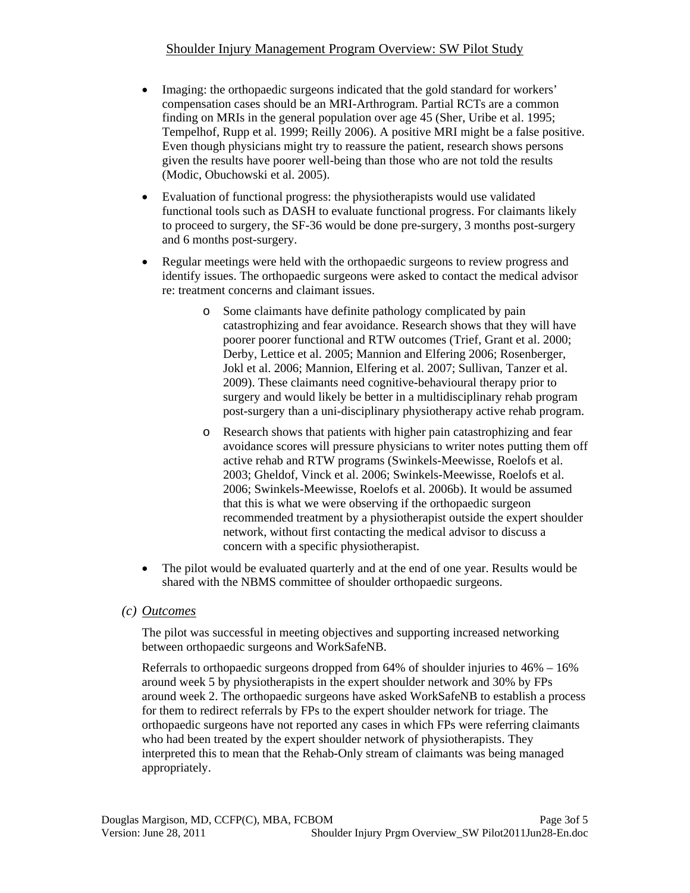- Imaging: the orthopaedic surgeons indicated that the gold standard for workers' compensation cases should be an MRI-Arthrogram. Partial RCTs are a common finding on MRIs in the general population over age 45 (Sher, Uribe et al. 1995; Tempelhof, Rupp et al. 1999; Reilly 2006). A positive MRI might be a false positive. Even though physicians might try to reassure the patient, research shows persons given the results have poorer well-being than those who are not told the results (Modic, Obuchowski et al. 2005).
- Evaluation of functional progress: the physiotherapists would use validated functional tools such as DASH to evaluate functional progress. For claimants likely to proceed to surgery, the SF-36 would be done pre-surgery, 3 months post-surgery and 6 months post-surgery.
- Regular meetings were held with the orthopaedic surgeons to review progress and identify issues. The orthopaedic surgeons were asked to contact the medical advisor re: treatment concerns and claimant issues.
    - Some claimants have definite pathology complicated by pain catastrophizing and fear avoidance. Research shows that they will have poorer poorer functional and RTW outcomes (Trief, Grant et al. 2000; Derby, Lettice et al. 2005; Mannion and Elfering 2006; Rosenberger, Jokl et al. 2006; Mannion, Elfering et al. 2007; Sullivan, Tanzer et al. 2009). These claimants need cognitive-behavioural therapy prior to surgery and would likely be better in a multidisciplinary rehab program post-surgery than a uni-disciplinary physiotherapy active rehab program.
    - Research shows that patients with higher pain catastrophizing and fear avoidance scores will pressure physicians to writer notes putting them off active rehab and RTW programs (Swinkels-Meewisse, Roelofs et al. 2003; Gheldof, Vinck et al. 2006; Swinkels-Meewisse, Roelofs et al. 2006; Swinkels-Meewisse, Roelofs et al. 2006b). It would be assumed that this is what we were observing if the orthopaedic surgeon recommended treatment by a physiotherapist outside the expert shoulder network, without first contacting the medical advisor to discuss a concern with a specific physiotherapist.
- The pilot would be evaluated quarterly and at the end of one year. Results would be shared with the NBMS committee of shoulder orthopaedic surgeons.

### *(c) Outcomes*

The pilot was successful in meeting objectives and supporting increased networking between orthopaedic surgeons and WorkSafeNB.

Referrals to orthopaedic surgeons dropped from 64% of shoulder injuries to 46% – 16% around week 5 by physiotherapists in the expert shoulder network and 30% by FPs around week 2. The orthopaedic surgeons have asked WorkSafeNB to establish a process for them to redirect referrals by FPs to the expert shoulder network for triage. The orthopaedic surgeons have not reported any cases in which FPs were referring claimants who had been treated by the expert shoulder network of physiotherapists. They interpreted this to mean that the Rehab-Only stream of claimants was being managed appropriately.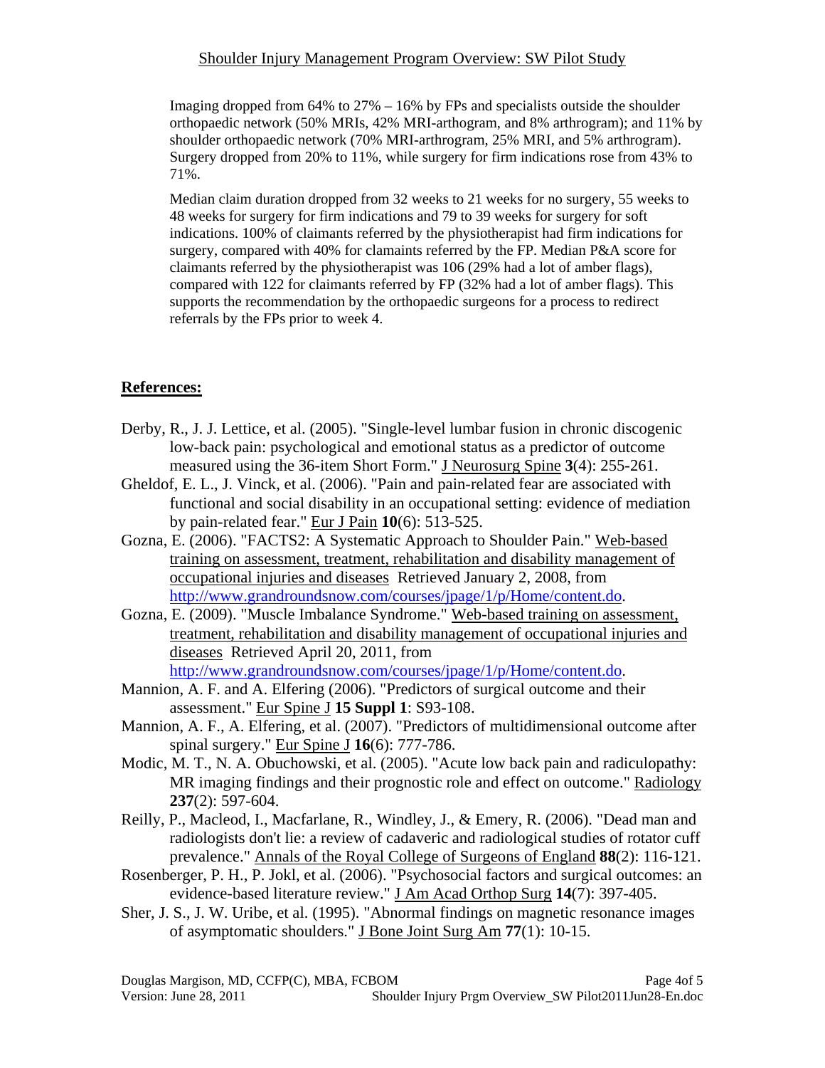Imaging dropped from 64% to 27% – 16% by FPs and specialists outside the shoulder orthopaedic network (50% MRIs, 42% MRI-arthogram, and 8% arthrogram); and 11% by shoulder orthopaedic network (70% MRI-arthrogram, 25% MRI, and 5% arthrogram). Surgery dropped from 20% to 11%, while surgery for firm indications rose from 43% to 71%.

Median claim duration dropped from 32 weeks to 21 weeks for no surgery, 55 weeks to 48 weeks for surgery for firm indications and 79 to 39 weeks for surgery for soft indications. 100% of claimants referred by the physiotherapist had firm indications for surgery, compared with 40% for clamaints referred by the FP. Median P&A score for claimants referred by the physiotherapist was 106 (29% had a lot of amber flags), compared with 122 for claimants referred by FP (32% had a lot of amber flags). This supports the recommendation by the orthopaedic surgeons for a process to redirect referrals by the FPs prior to week 4.

## References:

Derby, R., J. J. Lettice, et al. (2005). "Single-level lumbar fusion in chronic discogenic low-back pain: psychological and emotional status as a predictor of outcome measured using the 36-item Short Form." J Neurosurg Spine **3**(4): 255-261.

Gheldof, E. L., J. Vinck, et al. (2006). "Pain and pain-related fear are associated with functional and social disability in an occupational setting: evidence of mediation by pain-related fear." Eur J Pain **10**(6): 513-525.

Gozna, E. (2006). "FACTS2: A Systematic Approach to Shoulder Pain." Web-based training on assessment, treatment, rehabilitation and disability management of occupational injuries and diseases Retrieved January 2, 2008, from http://www.grandroundsnow.com/courses/jpage/1/p/Home/content.do.

Gozna, E. (2009). "Muscle Imbalance Syndrome." Web-based training on assessment, treatment, rehabilitation and disability management of occupational injuries and diseases Retrieved April 20, 2011, from http://www.grandroundsnow.com/courses/jpage/1/p/Home/content.do.

Mannion, A. F. and A. Elfering (2006). "Predictors of surgical outcome and their assessment." Eur Spine J **15 Suppl 1**: S93-108.

Mannion, A. F., A. Elfering, et al. (2007). "Predictors of multidimensional outcome after spinal surgery." Eur Spine J **16**(6): 777-786.

Modic, M. T., N. A. Obuchowski, et al. (2005). "Acute low back pain and radiculopathy: MR imaging findings and their prognostic role and effect on outcome." Radiology **237**(2): 597-604.

Reilly, P., Macleod, I., Macfarlane, R., Windley, J., & Emery, R. (2006). "Dead man and radiologists don't lie: a review of cadaveric and radiological studies of rotator cuff prevalence." Annals of the Royal College of Surgeons of England **88**(2): 116-121.

Rosenberger, P. H., P. Jokl, et al. (2006). "Psychosocial factors and surgical outcomes: an evidence-based literature review." J Am Acad Orthop Surg **14**(7): 397-405.

Sher, J. S., J. W. Uribe, et al. (1995). "Abnormal findings on magnetic resonance images of asymptomatic shoulders." J Bone Joint Surg Am **77**(1): 10-15.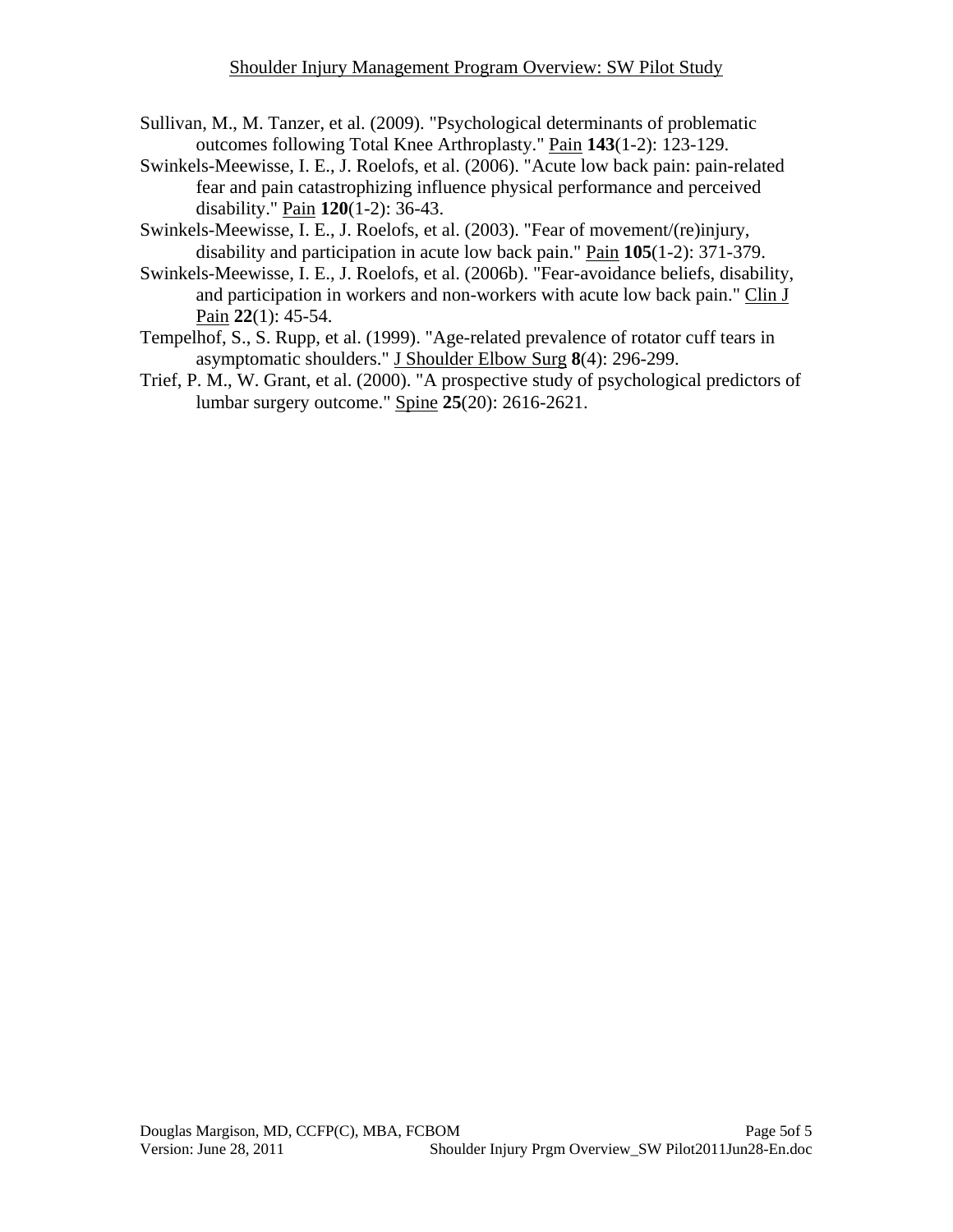Sullivan, M., M. Tanzer, et al. (2009). "Psychological determinants of problematic outcomes following Total Knee Arthroplasty." Pain **143**(1-2): 123-129.

Swinkels-Meewisse, I. E., J. Roelofs, et al. (2006). "Acute low back pain: pain-related fear and pain catastrophizing influence physical performance and perceived disability." Pain **120**(1-2): 36-43.

Swinkels-Meewisse, I. E., J. Roelofs, et al. (2003). "Fear of movement/(re)injury, disability and participation in acute low back pain." Pain **105**(1-2): 371-379.

Swinkels-Meewisse, I. E., J. Roelofs, et al. (2006b). "Fear-avoidance beliefs, disability, and participation in workers and non-workers with acute low back pain." Clin J Pain **22**(1): 45-54.

Tempelhof, S., S. Rupp, et al. (1999). "Age-related prevalence of rotator cuff tears in asymptomatic shoulders." J Shoulder Elbow Surg **8**(4): 296-299.

Trief, P. M., W. Grant, et al. (2000). "A prospective study of psychological predictors of lumbar surgery outcome." Spine **25**(20): 2616-2621.